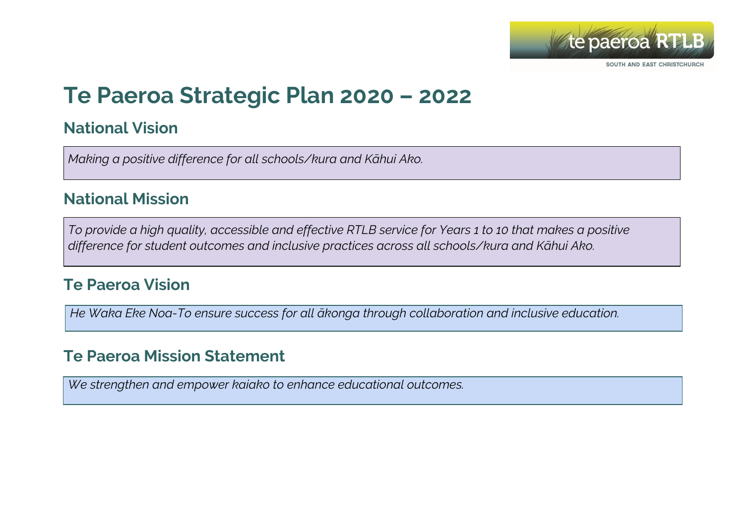# Te Paeroa Strategic Plan 2020 – 2022

## National Vision

*Making a positive difference for all schools/kura and Kāhui Ako.*

## National Mission

*To provide a high quality, accessible and effective RTLB service for Years 1 to 10 that makes a positive difference for student outcomes and inclusive practices across all schools/kura and Kāhui Ako.*

## Te Paeroa Vision

*He Waka Eke Noa-To ensure success for all ākonga through collaboration and inclusive education.*

## Te Paeroa Mission Statement

*We strengthen and empower kaiako to enhance educational outcomes.*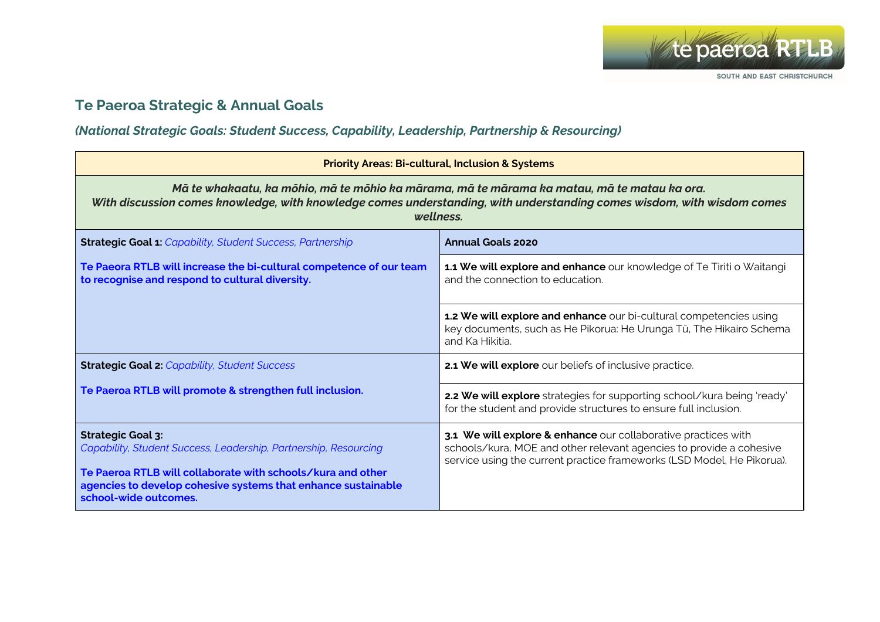## Te Paeroa Strategic & Annual Goals

***(National Strategic Goals: Student Success, Capability, Leadership, Partnership & Resourcing)***

**Priority Areas: Bi-cultural, Inclusion & Systems**

***Mā te whakaatu, ka mōhio, mā te mōhio ka mārama, mā te mārama ka matau, mā te matau ka ora.***
***With discussion comes knowledge, with knowledge comes understanding, with understanding comes wisdom, with wisdom comes wellness.***

| Strategic Goals | Annual Goals 2020 |
|---|---|
| **Strategic Goal 1:** *Capability, Student Success, Partnership*<br><br>**Te Paeora RTLB will increase the bi-cultural competence of our team to recognise and respond to cultural diversity.** | **1.1 We will explore and enhance** our knowledge of Te Tiriti o Waitangi and the connection to education. |
| | **1.2 We will explore and enhance** our bi-cultural competencies using key documents, such as He Pikorua: He Urunga Tū, The Hikairo Schema and Ka Hikitia. |
| **Strategic Goal 2:** *Capability, Student Success*<br><br>**Te Paeroa RTLB will promote & strengthen full inclusion.** | **2.1 We will explore** our beliefs of inclusive practice. |
| | **2.2 We will explore** strategies for supporting school/kura being 'ready' for the student and provide structures to ensure full inclusion. |
| **Strategic Goal 3:**<br>*Capability, Student Success, Leadership, Partnership, Resourcing*<br><br>**Te Paeroa RTLB will collaborate with schools/kura and other agencies to develop cohesive systems that enhance sustainable school-wide outcomes.** | **3.1 We will explore & enhance** our collaborative practices with schools/kura, MOE and other relevant agencies to provide a cohesive service using the current practice frameworks (LSD Model, He Pikorua). |